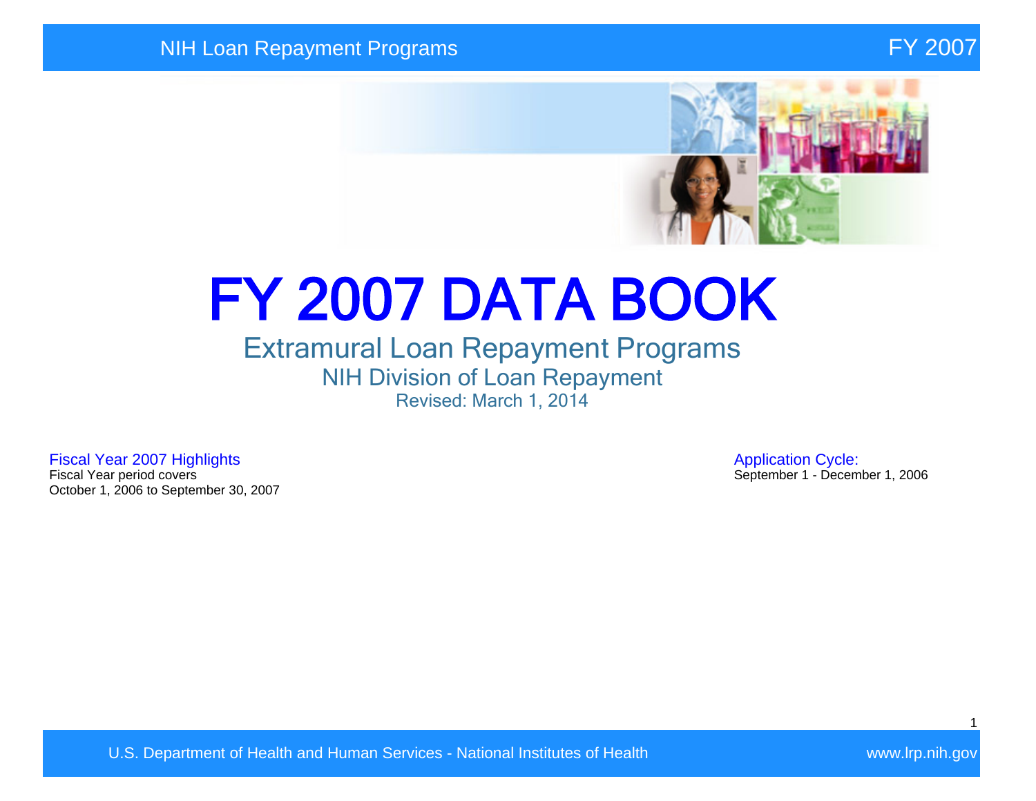# FY 2007 DATA BOOK

## Extramural Loan Repayment Programs

### NIH Division of Loan Repayment

Revised: March 1, 2014

**Fiscal Year 2007 Highlights**

Fiscal Year period covers
October 1, 2006 to September 30, 2007

**Application Cycle:**

September 1 - December 1, 2006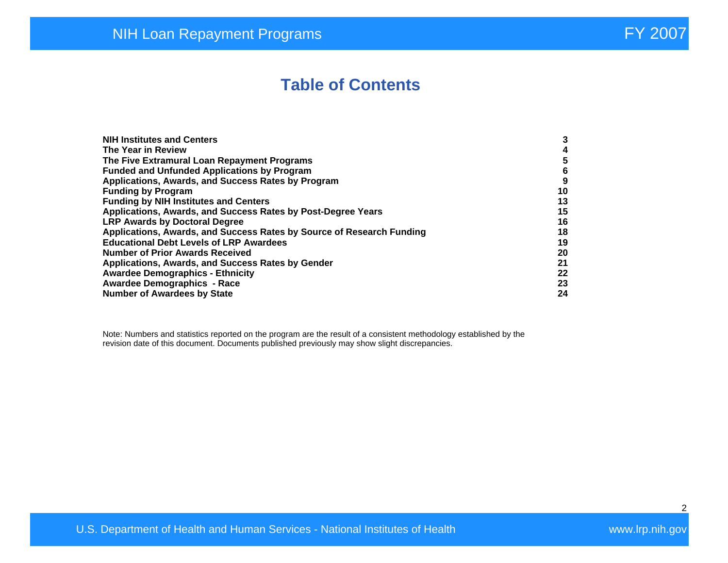# Table of Contents

| | |
|---|---|
| **NIH Institutes and Centers** | **3** |
| **The Year in Review** | **4** |
| **The Five Extramural Loan Repayment Programs** | **5** |
| **Funded and Unfunded Applications by Program** | **6** |
| **Applications, Awards, and Success Rates by Program** | **9** |
| **Funding by Program** | **10** |
| **Funding by NIH Institutes and Centers** | **13** |
| **Applications, Awards, and Success Rates by Post-Degree Years** | **15** |
| **LRP Awards by Doctoral Degree** | **16** |
| **Applications, Awards, and Success Rates by Source of Research Funding** | **18** |
| **Educational Debt Levels of LRP Awardees** | **19** |
| **Number of Prior Awards Received** | **20** |
| **Applications, Awards, and Success Rates by Gender** | **21** |
| **Awardee Demographics - Ethnicity** | **22** |
| **Awardee Demographics - Race** | **23** |
| **Number of Awardees by State** | **24** |

Note: Numbers and statistics reported on the program are the result of a consistent methodology established by the revision date of this document. Documents published previously may show slight discrepancies.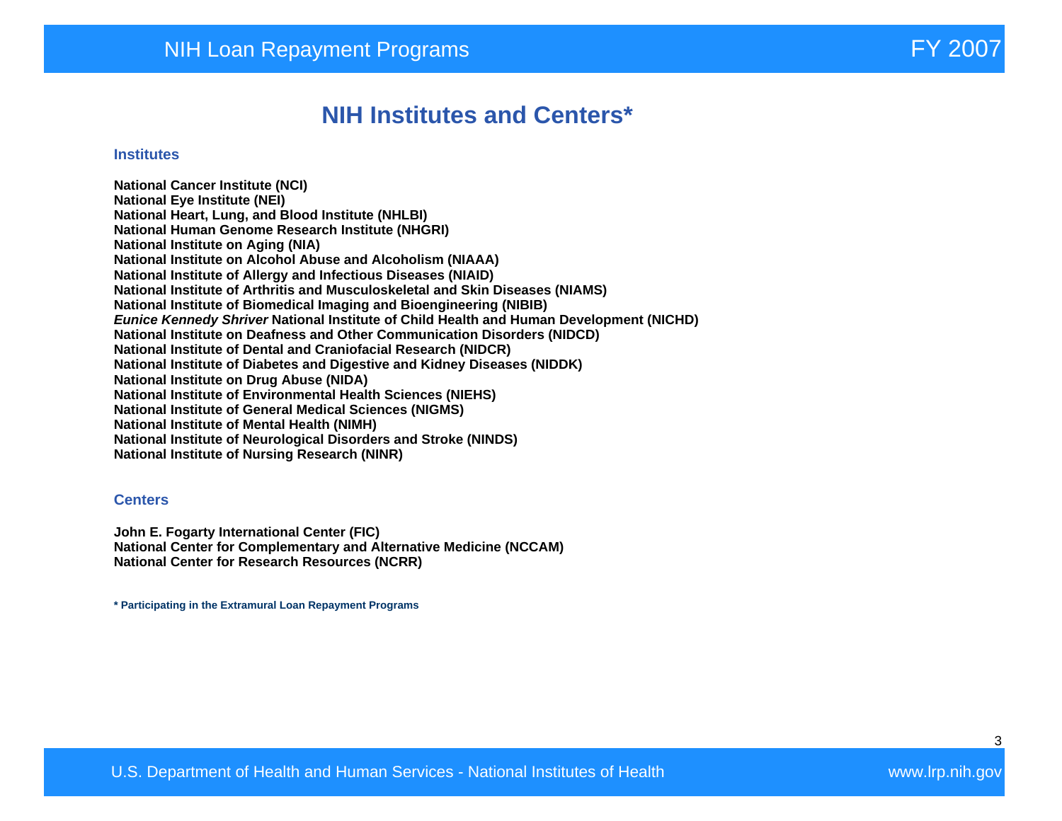# NIH Institutes and Centers*

## Institutes

**National Cancer Institute (NCI)**
**National Eye Institute (NEI)**
**National Heart, Lung, and Blood Institute (NHLBI)**
**National Human Genome Research Institute (NHGRI)**
**National Institute on Aging (NIA)**
**National Institute on Alcohol Abuse and Alcoholism (NIAAA)**
**National Institute of Allergy and Infectious Diseases (NIAID)**
**National Institute of Arthritis and Musculoskeletal and Skin Diseases (NIAMS)**
**National Institute of Biomedical Imaging and Bioengineering (NIBIB)**
***Eunice Kennedy Shriver* National Institute of Child Health and Human Development (NICHD)**
**National Institute on Deafness and Other Communication Disorders (NIDCD)**
**National Institute of Dental and Craniofacial Research (NIDCR)**
**National Institute of Diabetes and Digestive and Kidney Diseases (NIDDK)**
**National Institute on Drug Abuse (NIDA)**
**National Institute of Environmental Health Sciences (NIEHS)**
**National Institute of General Medical Sciences (NIGMS)**
**National Institute of Mental Health (NIMH)**
**National Institute of Neurological Disorders and Stroke (NINDS)**
**National Institute of Nursing Research (NINR)**

## Centers

**John E. Fogarty International Center (FIC)**
**National Center for Complementary and Alternative Medicine (NCCAM)**
**National Center for Research Resources (NCRR)**

**\* Participating in the Extramural Loan Repayment Programs**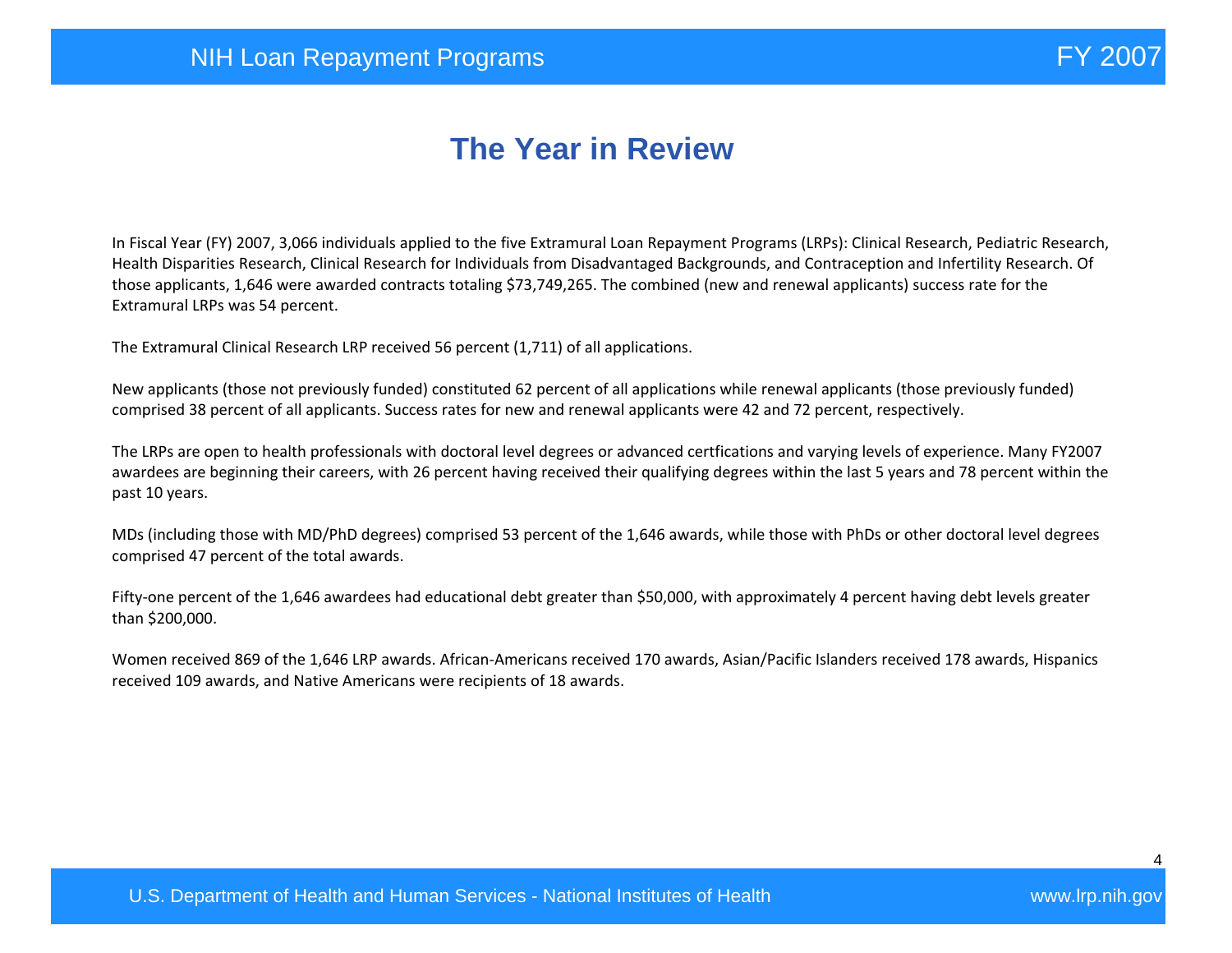# The Year in Review

In Fiscal Year (FY) 2007, 3,066 individuals applied to the five Extramural Loan Repayment Programs (LRPs): Clinical Research, Pediatric Research, Health Disparities Research, Clinical Research for Individuals from Disadvantaged Backgrounds, and Contraception and Infertility Research. Of those applicants, 1,646 were awarded contracts totaling $73,749,265. The combined (new and renewal applicants) success rate for the Extramural LRPs was 54 percent.

The Extramural Clinical Research LRP received 56 percent (1,711) of all applications.

New applicants (those not previously funded) constituted 62 percent of all applications while renewal applicants (those previously funded) comprised 38 percent of all applicants. Success rates for new and renewal applicants were 42 and 72 percent, respectively.

The LRPs are open to health professionals with doctoral level degrees or advanced certfications and varying levels of experience. Many FY2007 awardees are beginning their careers, with 26 percent having received their qualifying degrees within the last 5 years and 78 percent within the past 10 years.

MDs (including those with MD/PhD degrees) comprised 53 percent of the 1,646 awards, while those with PhDs or other doctoral level degrees comprised 47 percent of the total awards.

Fifty-one percent of the 1,646 awardees had educational debt greater than $50,000, with approximately 4 percent having debt levels greater than $200,000.

Women received 869 of the 1,646 LRP awards. African-Americans received 170 awards, Asian/Pacific Islanders received 178 awards, Hispanics received 109 awards, and Native Americans were recipients of 18 awards.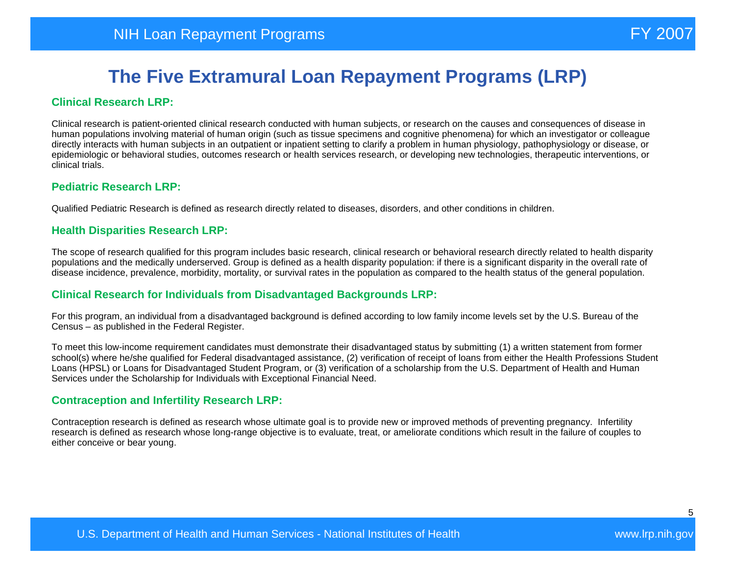# The Five Extramural Loan Repayment Programs (LRP)

## Clinical Research LRP:

Clinical research is patient-oriented clinical research conducted with human subjects, or research on the causes and consequences of disease in human populations involving material of human origin (such as tissue specimens and cognitive phenomena) for which an investigator or colleague directly interacts with human subjects in an outpatient or inpatient setting to clarify a problem in human physiology, pathophysiology or disease, or epidemiologic or behavioral studies, outcomes research or health services research, or developing new technologies, therapeutic interventions, or clinical trials.

## Pediatric Research LRP:

Qualified Pediatric Research is defined as research directly related to diseases, disorders, and other conditions in children.

## Health Disparities Research LRP:

The scope of research qualified for this program includes basic research, clinical research or behavioral research directly related to health disparity populations and the medically underserved. Group is defined as a health disparity population: if there is a significant disparity in the overall rate of disease incidence, prevalence, morbidity, mortality, or survival rates in the population as compared to the health status of the general population.

## Clinical Research for Individuals from Disadvantaged Backgrounds LRP:

For this program, an individual from a disadvantaged background is defined according to low family income levels set by the U.S. Bureau of the Census – as published in the Federal Register.

To meet this low-income requirement candidates must demonstrate their disadvantaged status by submitting (1) a written statement from former school(s) where he/she qualified for Federal disadvantaged assistance, (2) verification of receipt of loans from either the Health Professions Student Loans (HPSL) or Loans for Disadvantaged Student Program, or (3) verification of a scholarship from the U.S. Department of Health and Human Services under the Scholarship for Individuals with Exceptional Financial Need.

## Contraception and Infertility Research LRP:

Contraception research is defined as research whose ultimate goal is to provide new or improved methods of preventing pregnancy. Infertility research is defined as research whose long-range objective is to evaluate, treat, or ameliorate conditions which result in the failure of couples to either conceive or bear young.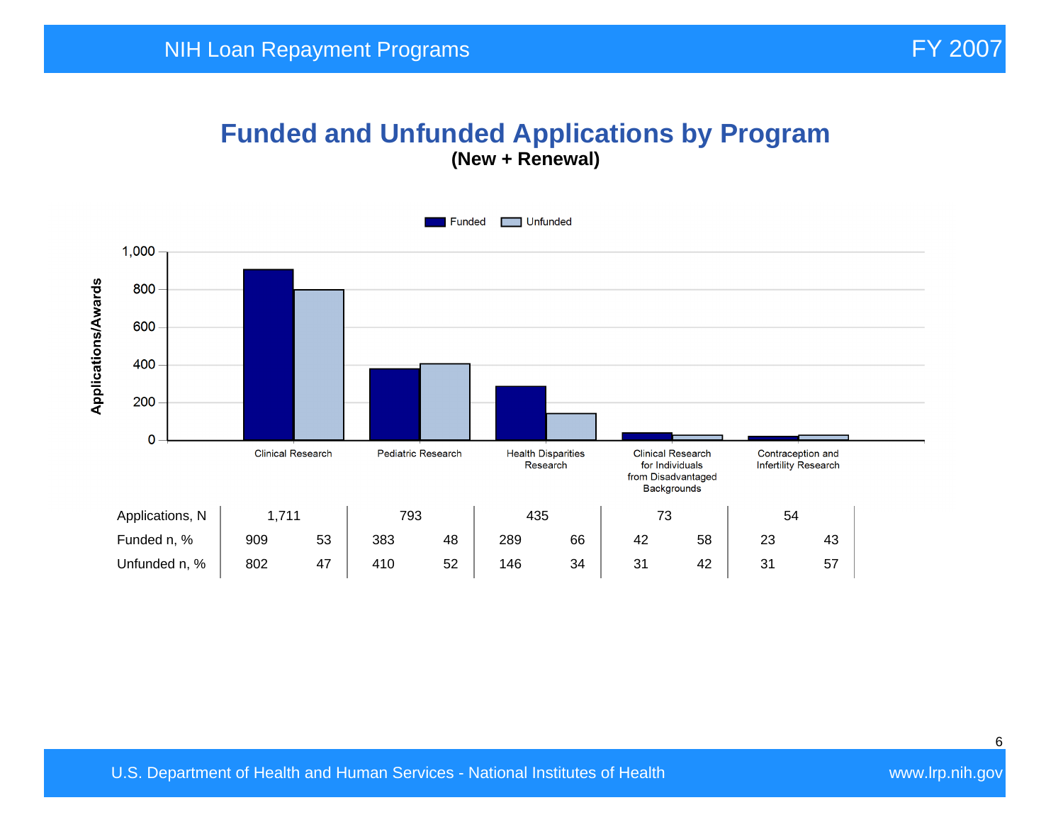# Funded and Unfunded Applications by Program

**(New + Renewal)**

| | Clinical Research | | Pediatric Research | | Health Disparities Research | | Clinical Research for Individuals from Disadvantaged Backgrounds | | Contraception and Infertility Research | |
|---|---|---|---|---|---|---|---|---|---|---|
| Applications, N | 1,711 | | 793 | | 435 | | 73 | | 54 | |
| Funded n, % | 909 | 53 | 383 | 48 | 289 | 66 | 42 | 58 | 23 | 43 |
| Unfunded n, % | 802 | 47 | 410 | 52 | 146 | 34 | 31 | 42 | 31 | 57 |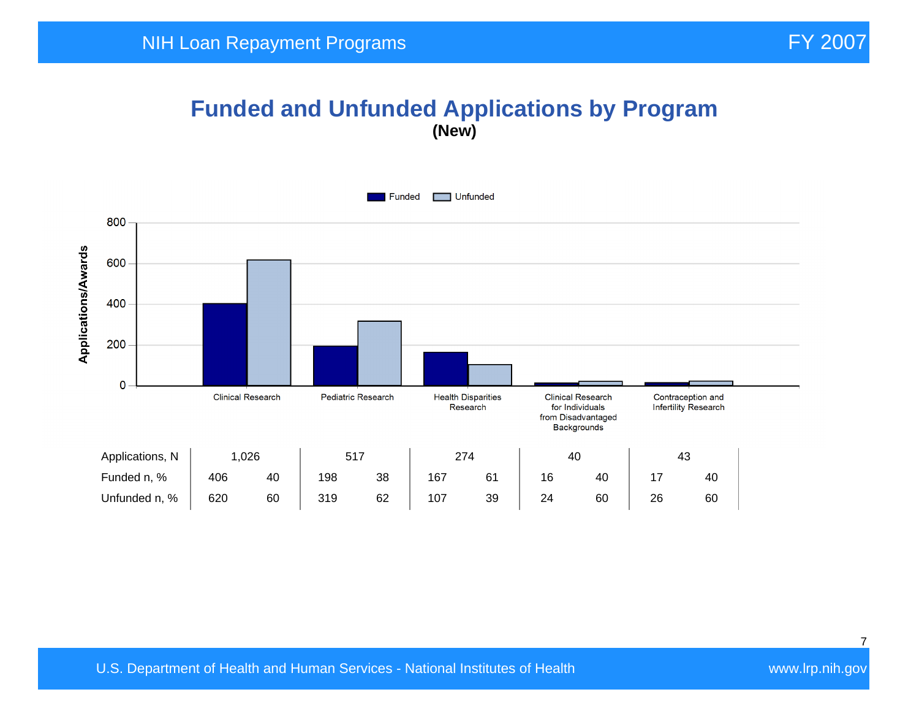# Funded and Unfunded Applications by Program

**(New)**

| | Clinical Research | | Pediatric Research | | Health Disparities Research | | Clinical Research for Individuals from Disadvantaged Backgrounds | | Contraception and Infertility Research | |
|---|---|---|---|---|---|---|---|---|---|---|
| Applications, N | 1,026 | | 517 | | 274 | | 40 | | 43 | |
| Funded n, % | 406 | 40 | 198 | 38 | 167 | 61 | 16 | 40 | 17 | 40 |
| Unfunded n, % | 620 | 60 | 319 | 62 | 107 | 39 | 24 | 60 | 26 | 60 |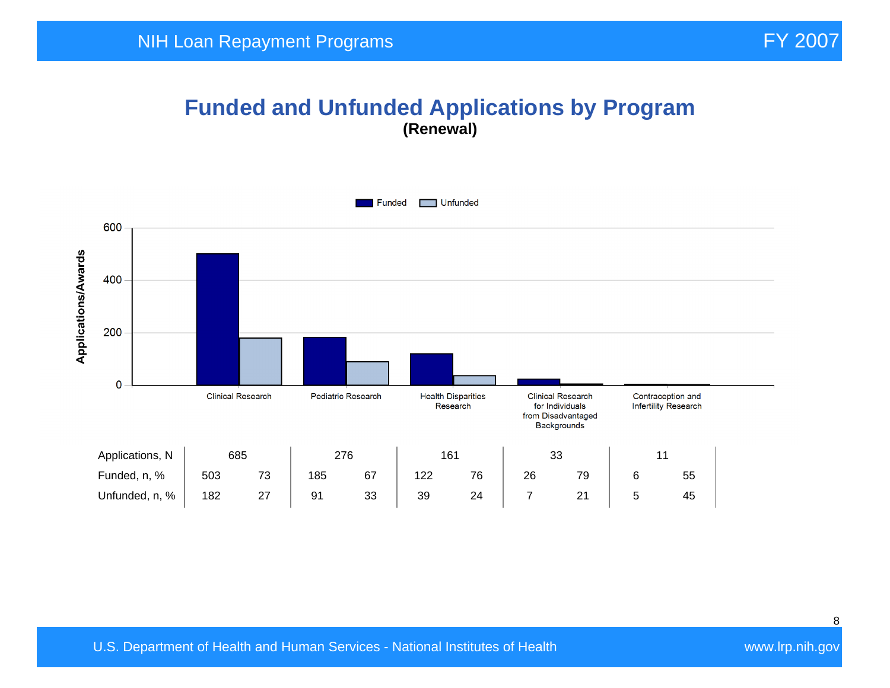# Funded and Unfunded Applications by Program

**(Renewal)**

| | Clinical Research | | Pediatric Research | | Health Disparities Research | | Clinical Research for Individuals from Disadvantaged Backgrounds | | Contraception and Infertility Research | |
|---|---|---|---|---|---|---|---|---|---|---|
| Applications, N | 685 | | 276 | | 161 | | 33 | | 11 | |
| Funded, n, % | 503 | 73 | 185 | 67 | 122 | 76 | 26 | 79 | 6 | 55 |
| Unfunded, n, % | 182 | 27 | 91 | 33 | 39 | 24 | 7 | 21 | 5 | 45 |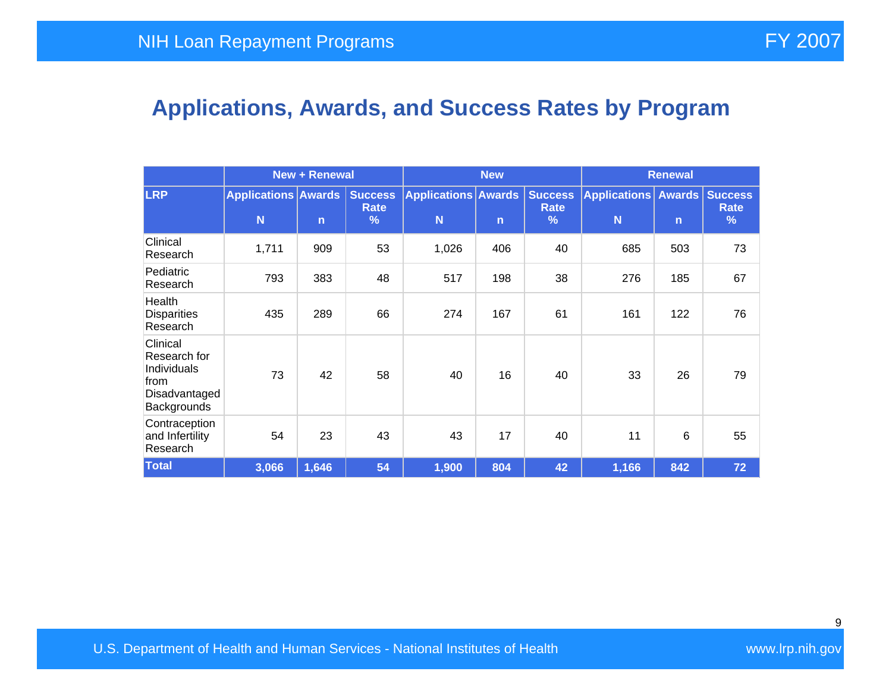## Applications, Awards, and Success Rates by Program

| | New + Renewal | | | New | | | Renewal | | |
|---|---|---|---|---|---|---|---|---|---|
| LRP | Applications N | Awards n | Success Rate % | Applications N | Awards n | Success Rate % | Applications N | Awards n | Success Rate % |
| Clinical Research | 1,711 | 909 | 53 | 1,026 | 406 | 40 | 685 | 503 | 73 |
| Pediatric Research | 793 | 383 | 48 | 517 | 198 | 38 | 276 | 185 | 67 |
| Health Disparities Research | 435 | 289 | 66 | 274 | 167 | 61 | 161 | 122 | 76 |
| Clinical Research for Individuals from Disadvantaged Backgrounds | 73 | 42 | 58 | 40 | 16 | 40 | 33 | 26 | 79 |
| Contraception and Infertility Research | 54 | 23 | 43 | 43 | 17 | 40 | 11 | 6 | 55 |
| **Total** | **3,066** | **1,646** | **54** | **1,900** | **804** | **42** | **1,166** | **842** | **72** |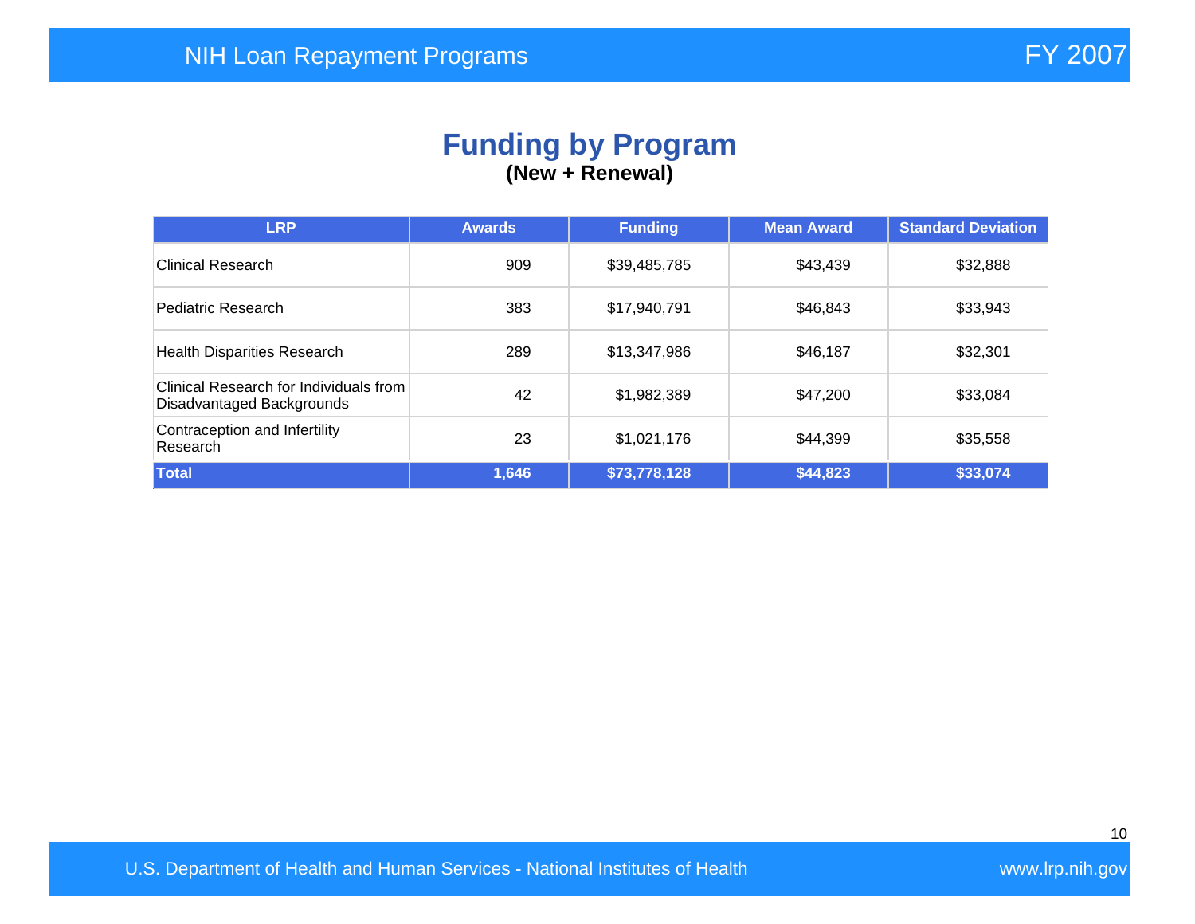# Funding by Program

**(New + Renewal)**

| LRP | Awards | Funding | Mean Award | Standard Deviation |
|---|---|---|---|---|
| Clinical Research | 909 | $39,485,785 | $43,439 | $32,888 |
| Pediatric Research | 383 | $17,940,791 | $46,843 | $33,943 |
| Health Disparities Research | 289 | $13,347,986 | $46,187 | $32,301 |
| Clinical Research for Individuals from Disadvantaged Backgrounds | 42 | $1,982,389 | $47,200 | $33,084 |
| Contraception and Infertility Research | 23 | $1,021,176 | $44,399 | $35,558 |
| **Total** | **1,646** | **$73,778,128** | **$44,823** | **$33,074** |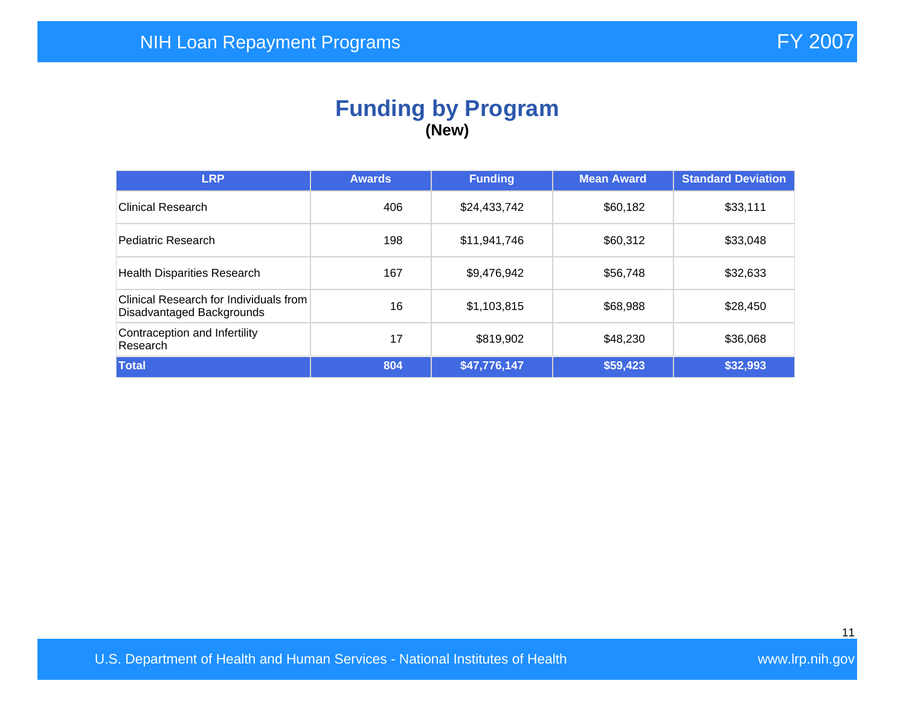## Funding by Program

**(New)**

| LRP | Awards | Funding | Mean Award | Standard Deviation |
|---|---|---|---|---|
| Clinical Research | 406 | $24,433,742 | $60,182 | $33,111 |
| Pediatric Research | 198 | $11,941,746 | $60,312 | $33,048 |
| Health Disparities Research | 167 | $9,476,942 | $56,748 | $32,633 |
| Clinical Research for Individuals from Disadvantaged Backgrounds | 16 | $1,103,815 | $68,988 | $28,450 |
| Contraception and Infertility Research | 17 | $819,902 | $48,230 | $36,068 |
| **Total** | **804** | **$47,776,147** | **$59,423** | **$32,993** |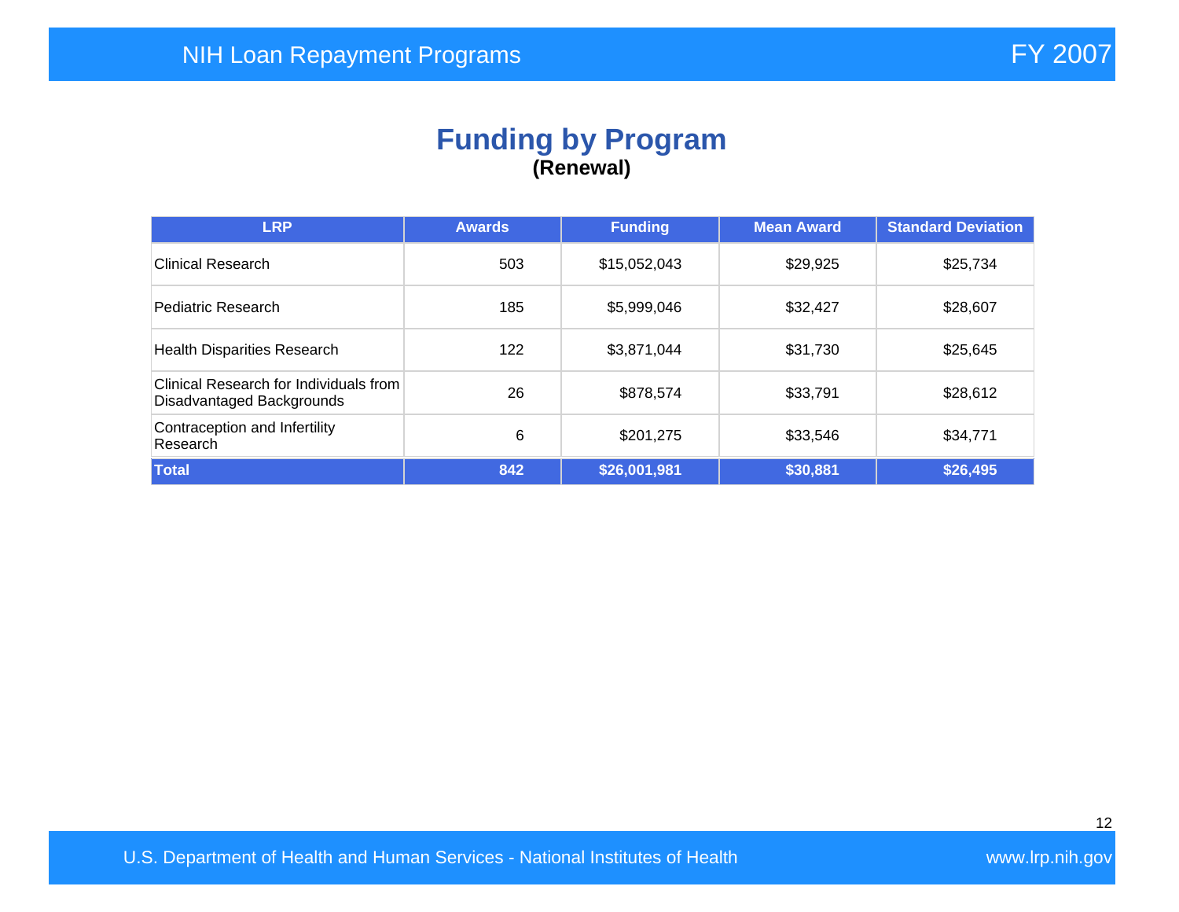# Funding by Program

**(Renewal)**

| LRP | Awards | Funding | Mean Award | Standard Deviation |
|---|---|---|---|---|
| Clinical Research | 503 | $15,052,043 | $29,925 | $25,734 |
| Pediatric Research | 185 | $5,999,046 | $32,427 | $28,607 |
| Health Disparities Research | 122 | $3,871,044 | $31,730 | $25,645 |
| Clinical Research for Individuals from Disadvantaged Backgrounds | 26 | $878,574 | $33,791 | $28,612 |
| Contraception and Infertility Research | 6 | $201,275 | $33,546 | $34,771 |
| **Total** | **842** | **$26,001,981** | **$30,881** | **$26,495** |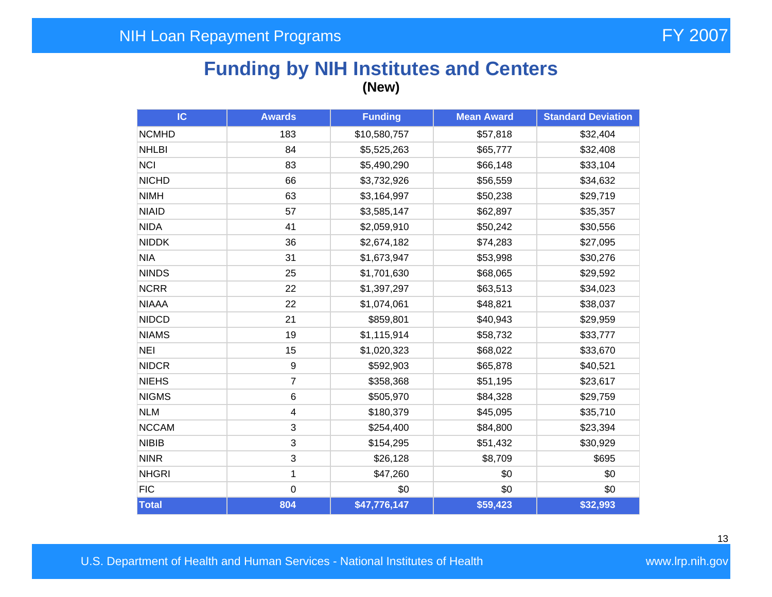NIH Loan Repayment Programs

FY 2007

# Funding by NIH Institutes and Centers

**(New)**

| IC | Awards | Funding | Mean Award | Standard Deviation |
|---|---|---|---|---|
| NCMHD | 183 | $10,580,757 | $57,818 | $32,404 |
| NHLBI | 84 | $5,525,263 | $65,777 | $32,408 |
| NCI | 83 | $5,490,290 | $66,148 | $33,104 |
| NICHD | 66 | $3,732,926 | $56,559 | $34,632 |
| NIMH | 63 | $3,164,997 | $50,238 | $29,719 |
| NIAID | 57 | $3,585,147 | $62,897 | $35,357 |
| NIDA | 41 | $2,059,910 | $50,242 | $30,556 |
| NIDDK | 36 | $2,674,182 | $74,283 | $27,095 |
| NIA | 31 | $1,673,947 | $53,998 | $30,276 |
| NINDS | 25 | $1,701,630 | $68,065 | $29,592 |
| NCRR | 22 | $1,397,297 | $63,513 | $34,023 |
| NIAAA | 22 | $1,074,061 | $48,821 | $38,037 |
| NIDCD | 21 | $859,801 | $40,943 | $29,959 |
| NIAMS | 19 | $1,115,914 | $58,732 | $33,777 |
| NEI | 15 | $1,020,323 | $68,022 | $33,670 |
| NIDCR | 9 | $592,903 | $65,878 | $40,521 |
| NIEHS | 7 | $358,368 | $51,195 | $23,617 |
| NIGMS | 6 | $505,970 | $84,328 | $29,759 |
| NLM | 4 | $180,379 | $45,095 | $35,710 |
| NCCAM | 3 | $254,400 | $84,800 | $23,394 |
| NIBIB | 3 | $154,295 | $51,432 | $30,929 |
| NINR | 3 | $26,128 | $8,709 | $695 |
| NHGRI | 1 | $47,260 | $0 | $0 |
| FIC | 0 | $0 | $0 | $0 |
| **Total** | **804** | **$47,776,147** | **$59,423** | **$32,993** |

U.S. Department of Health and Human Services - National Institutes of Health

www.lrp.nih.gov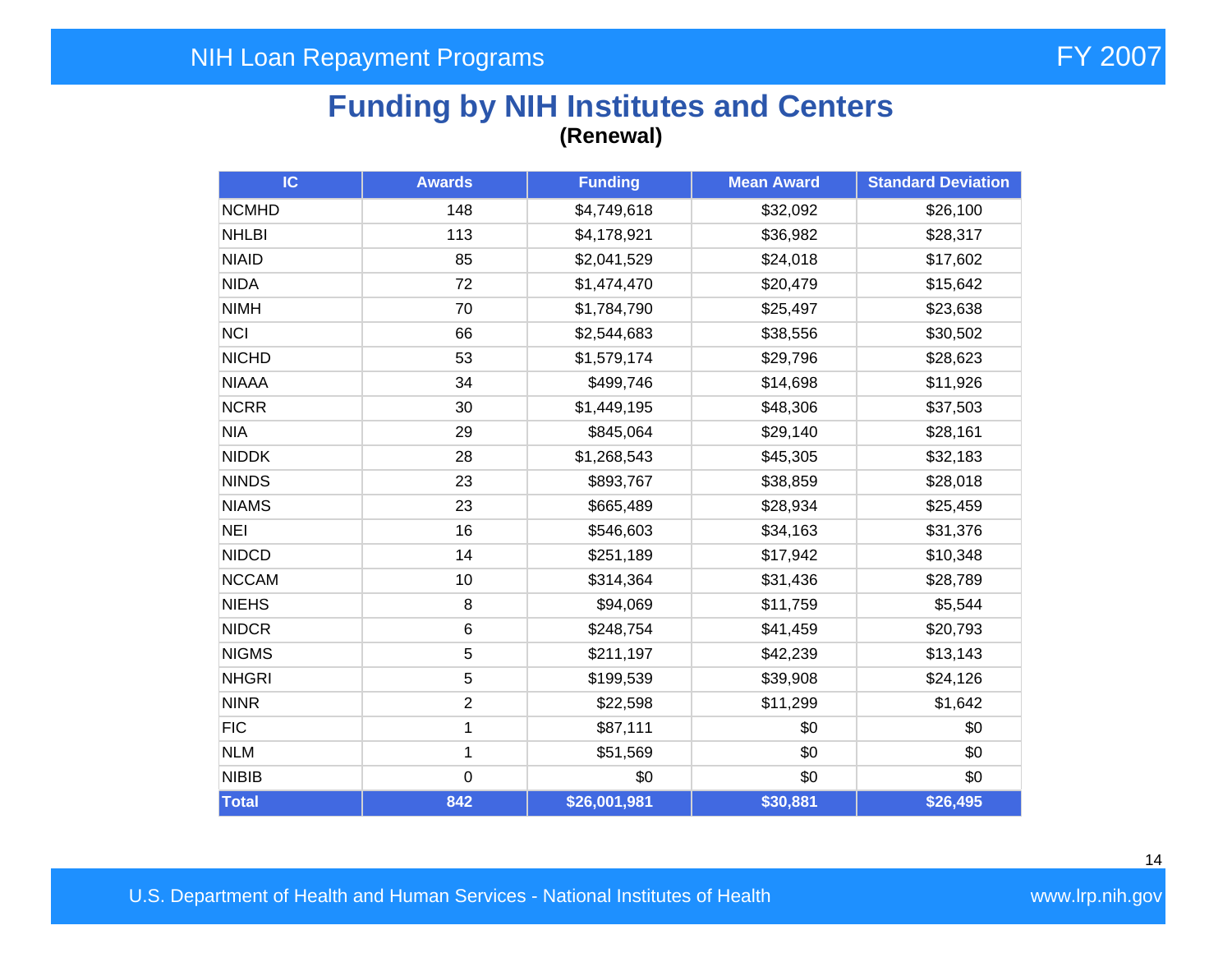# Funding by NIH Institutes and Centers

**(Renewal)**

| IC | Awards | Funding | Mean Award | Standard Deviation |
|---|---|---|---|---|
| NCMHD | 148 | $4,749,618 | $32,092 | $26,100 |
| NHLBI | 113 | $4,178,921 | $36,982 | $28,317 |
| NIAID | 85 | $2,041,529 | $24,018 | $17,602 |
| NIDA | 72 | $1,474,470 | $20,479 | $15,642 |
| NIMH | 70 | $1,784,790 | $25,497 | $23,638 |
| NCI | 66 | $2,544,683 | $38,556 | $30,502 |
| NICHD | 53 | $1,579,174 | $29,796 | $28,623 |
| NIAAA | 34 | $499,746 | $14,698 | $11,926 |
| NCRR | 30 | $1,449,195 | $48,306 | $37,503 |
| NIA | 29 | $845,064 | $29,140 | $28,161 |
| NIDDK | 28 | $1,268,543 | $45,305 | $32,183 |
| NINDS | 23 | $893,767 | $38,859 | $28,018 |
| NIAMS | 23 | $665,489 | $28,934 | $25,459 |
| NEI | 16 | $546,603 | $34,163 | $31,376 |
| NIDCD | 14 | $251,189 | $17,942 | $10,348 |
| NCCAM | 10 | $314,364 | $31,436 | $28,789 |
| NIEHS | 8 | $94,069 | $11,759 | $5,544 |
| NIDCR | 6 | $248,754 | $41,459 | $20,793 |
| NIGMS | 5 | $211,197 | $42,239 | $13,143 |
| NHGRI | 5 | $199,539 | $39,908 | $24,126 |
| NINR | 2 | $22,598 | $11,299 | $1,642 |
| FIC | 1 | $87,111 | $0 | $0 |
| NLM | 1 | $51,569 | $0 | $0 |
| NIBIB | 0 | $0 | $0 | $0 |
| **Total** | **842** | **$26,001,981** | **$30,881** | **$26,495** |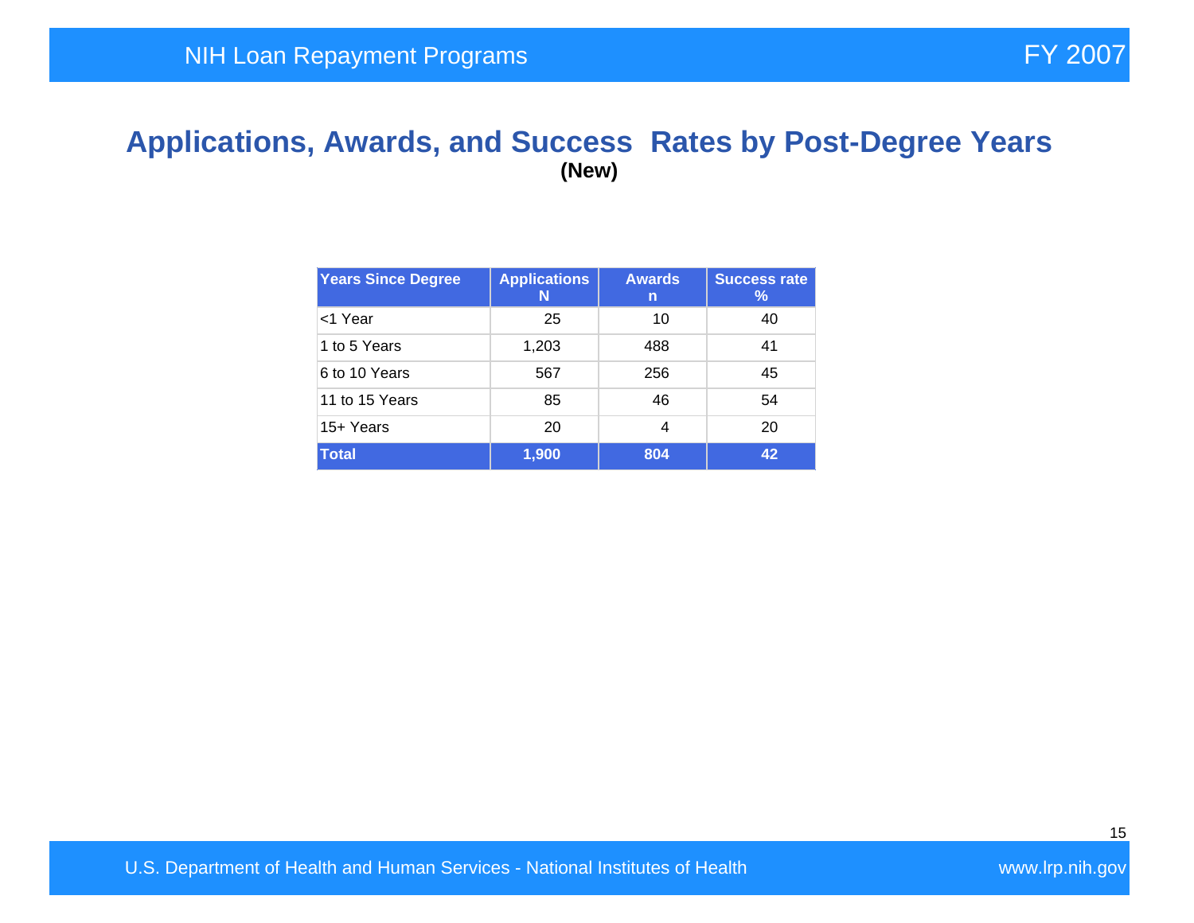# Applications, Awards, and Success Rates by Post-Degree Years

**(New)**

| Years Since Degree | Applications N | Awards n | Success rate % |
|---|---|---|---|
| <1 Year | 25 | 10 | 40 |
| 1 to 5 Years | 1,203 | 488 | 41 |
| 6 to 10 Years | 567 | 256 | 45 |
| 11 to 15 Years | 85 | 46 | 54 |
| 15+ Years | 20 | 4 | 20 |
| **Total** | **1,900** | **804** | **42** |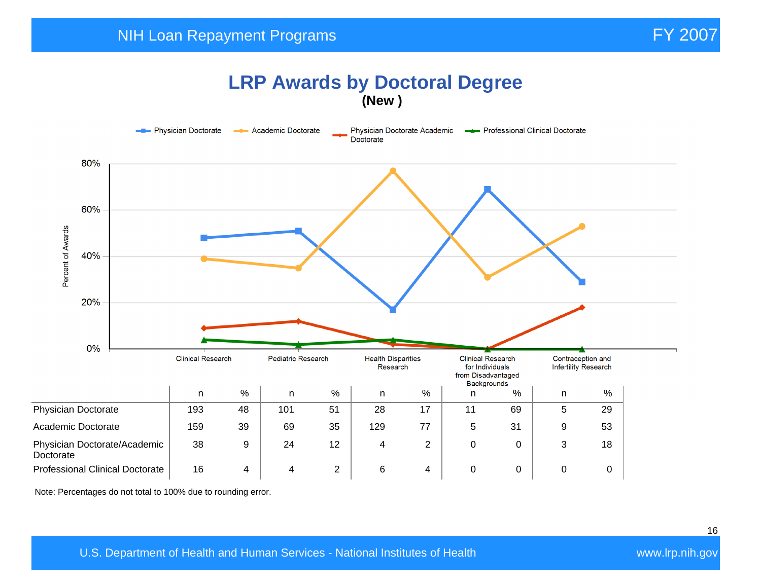# LRP Awards by Doctoral Degree

**(New )**

|  | Clinical Research n | Clinical Research % | Pediatric Research n | Pediatric Research % | Health Disparities Research n | Health Disparities Research % | Clinical Research for Individuals from Disadvantaged Backgrounds n | Clinical Research for Individuals from Disadvantaged Backgrounds % | Contraception and Infertility Research n | Contraception and Infertility Research % |
|---|---|---|---|---|---|---|---|---|---|---|
| Physician Doctorate | 193 | 48 | 101 | 51 | 28 | 17 | 11 | 69 | 5 | 29 |
| Academic Doctorate | 159 | 39 | 69 | 35 | 129 | 77 | 5 | 31 | 9 | 53 |
| Physician Doctorate/Academic Doctorate | 38 | 9 | 24 | 12 | 4 | 2 | 0 | 0 | 3 | 18 |
| Professional Clinical Doctorate | 16 | 4 | 4 | 2 | 6 | 4 | 0 | 0 | 0 | 0 |

Note: Percentages do not total to 100% due to rounding error.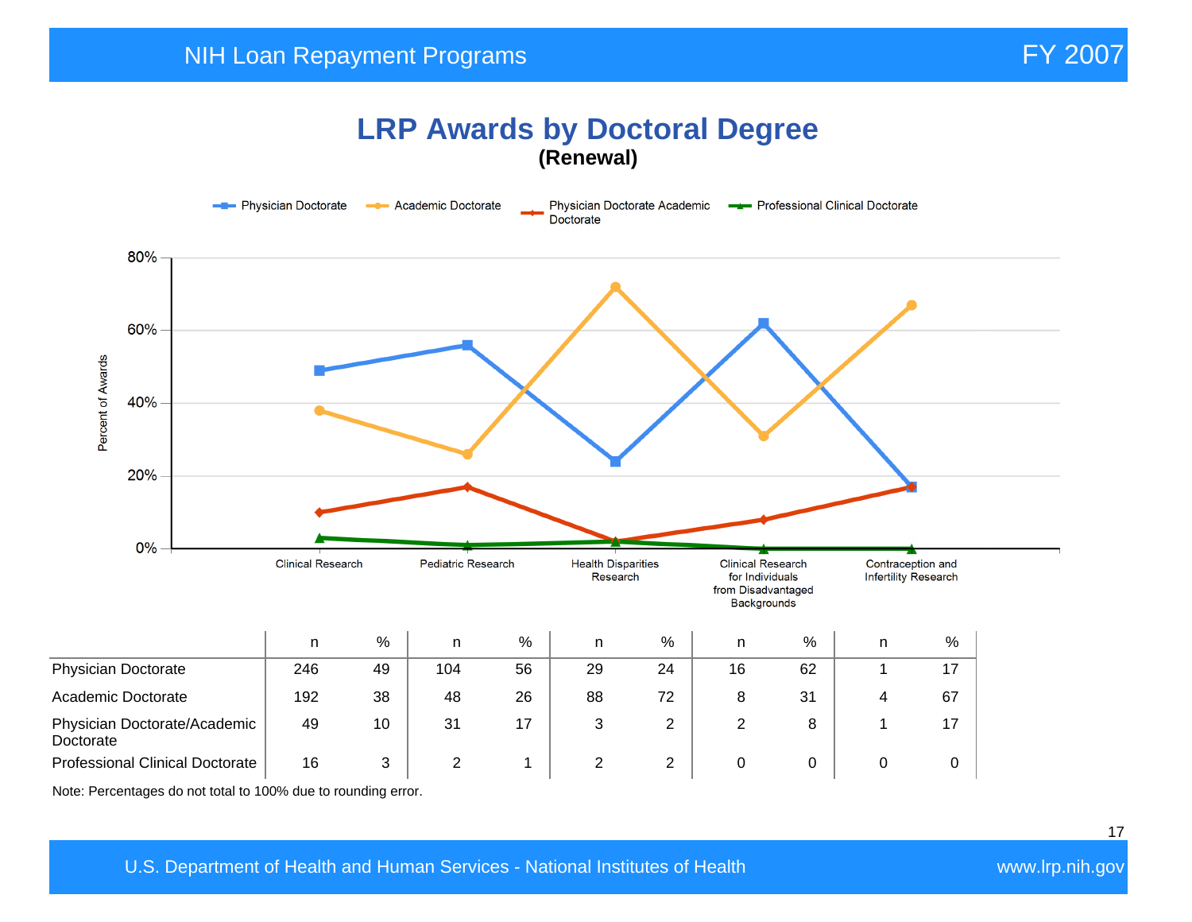# LRP Awards by Doctoral Degree

**(Renewal)**

|  | Clinical Research n | Clinical Research % | Pediatric Research n | Pediatric Research % | Health Disparities Research n | Health Disparities Research % | Clinical Research for Individuals from Disadvantaged Backgrounds n | Clinical Research for Individuals from Disadvantaged Backgrounds % | Contraception and Infertility Research n | Contraception and Infertility Research % |
|---|---|---|---|---|---|---|---|---|---|---|
| Physician Doctorate | 246 | 49 | 104 | 56 | 29 | 24 | 16 | 62 | 1 | 17 |
| Academic Doctorate | 192 | 38 | 48 | 26 | 88 | 72 | 8 | 31 | 4 | 67 |
| Physician Doctorate/Academic Doctorate | 49 | 10 | 31 | 17 | 3 | 2 | 2 | 8 | 1 | 17 |
| Professional Clinical Doctorate | 16 | 3 | 2 | 1 | 2 | 2 | 0 | 0 | 0 | 0 |

Note: Percentages do not total to 100% due to rounding error.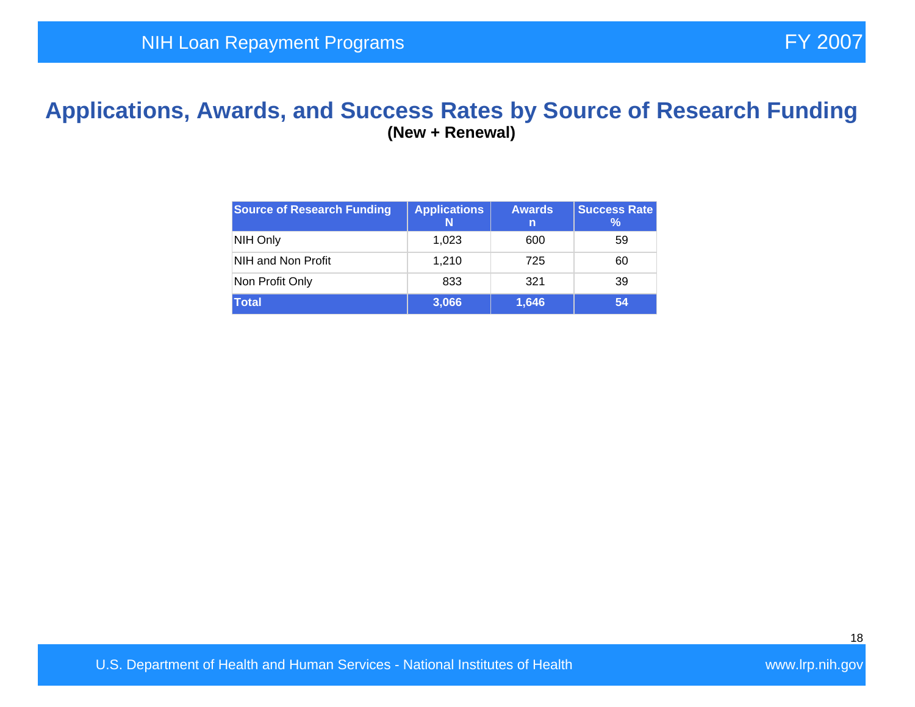# Applications, Awards, and Success Rates by Source of Research Funding

**(New + Renewal)**

| Source of Research Funding | Applications N | Awards n | Success Rate % |
|---|---|---|---|
| NIH Only | 1,023 | 600 | 59 |
| NIH and Non Profit | 1,210 | 725 | 60 |
| Non Profit Only | 833 | 321 | 39 |
| **Total** | **3,066** | **1,646** | **54** |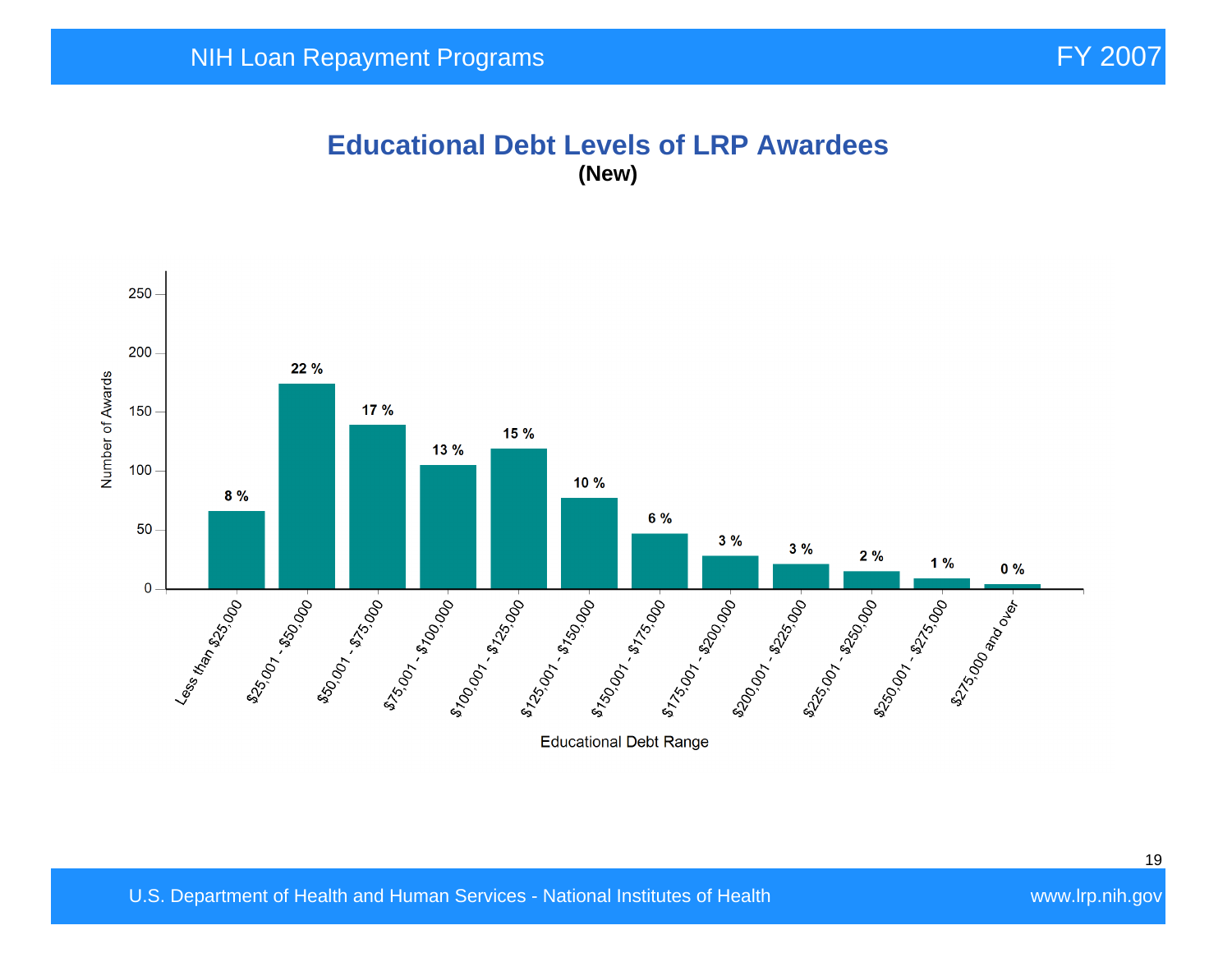# Educational Debt Levels of LRP Awardees

**(New)**

| Educational Debt Range | Percent |
|---|---|
| Less than $25,000 | 8 % |
| $25,001 - $50,000 | 22 % |
| $50,001 - $75,000 | 17 % |
| $75,001 - $100,000 | 13 % |
| $100,001 - $125,000 | 15 % |
| $125,001 - $150,000 | 10 % |
| $150,001 - $175,000 | 6 % |
| $175,001 - $200,000 | 3 % |
| $200,001 - $225,000 | 3 % |
| $225,001 - $250,000 | 2 % |
| $250,001 - $275,000 | 1 % |
| $275,000 and over | 0 % |

Y-axis: Number of Awards (0, 50, 100, 150, 200, 250)

X-axis: Educational Debt Range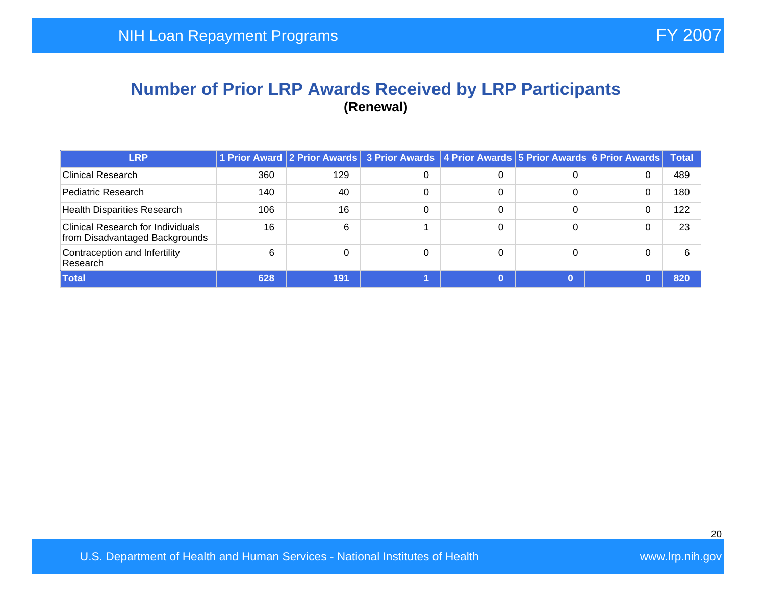## Number of Prior LRP Awards Received by LRP Participants

**(Renewal)**

| LRP | 1 Prior Award | 2 Prior Awards | 3 Prior Awards | 4 Prior Awards | 5 Prior Awards | 6 Prior Awards | Total |
|---|---|---|---|---|---|---|---|
| Clinical Research | 360 | 129 | 0 | 0 | 0 | 0 | 489 |
| Pediatric Research | 140 | 40 | 0 | 0 | 0 | 0 | 180 |
| Health Disparities Research | 106 | 16 | 0 | 0 | 0 | 0 | 122 |
| Clinical Research for Individuals from Disadvantaged Backgrounds | 16 | 6 | 1 | 0 | 0 | 0 | 23 |
| Contraception and Infertility Research | 6 | 0 | 0 | 0 | 0 | 0 | 6 |
| **Total** | **628** | **191** | **1** | **0** | **0** | **0** | **820** |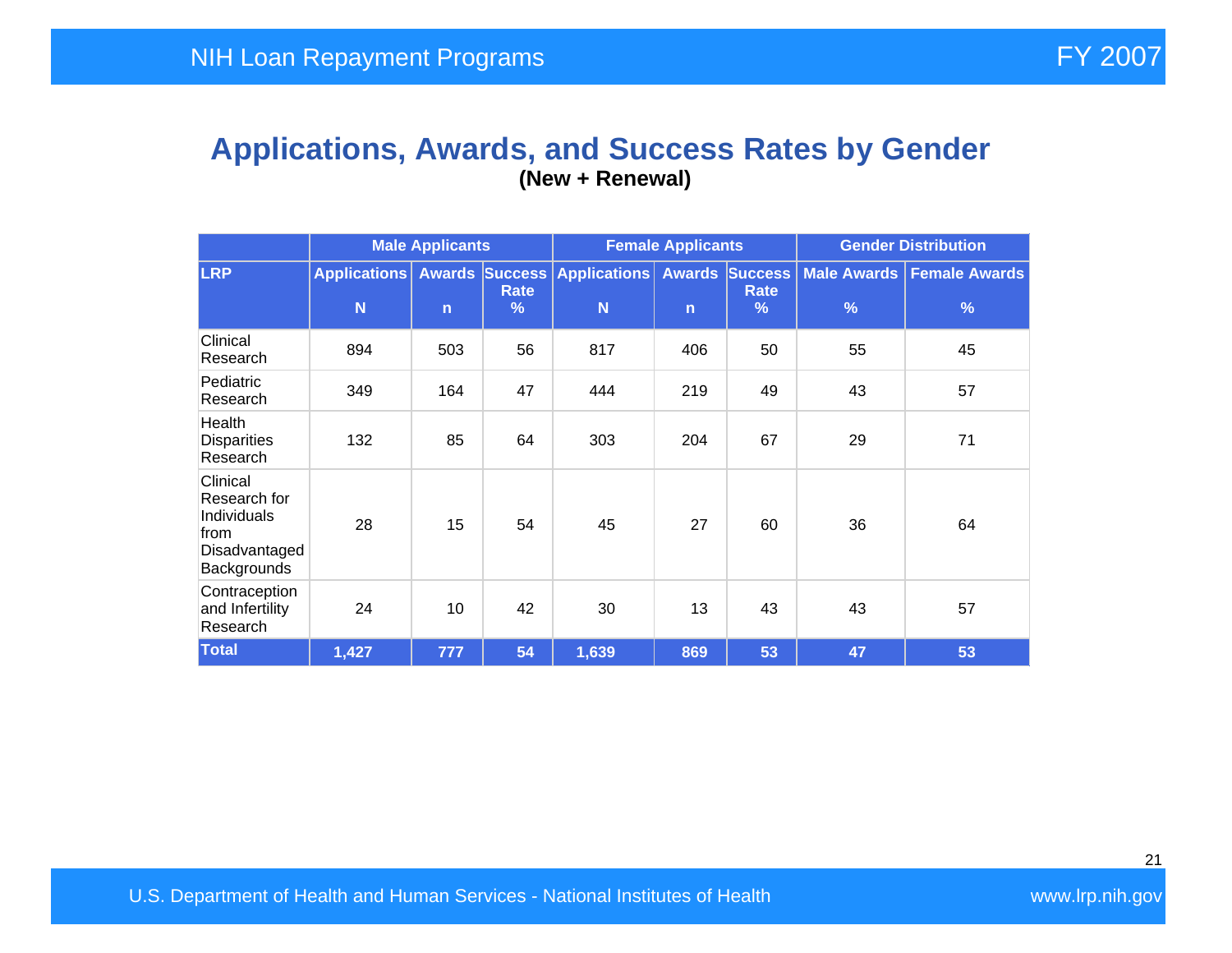## Applications, Awards, and Success Rates by Gender

**(New + Renewal)**

| | Male Applicants | | | Female Applicants | | | Gender Distribution | |
|---|---|---|---|---|---|---|---|---|
| **LRP** | **Applications N** | **Awards n** | **Success Rate %** | **Applications N** | **Awards n** | **Success Rate %** | **Male Awards %** | **Female Awards %** |
| Clinical Research | 894 | 503 | 56 | 817 | 406 | 50 | 55 | 45 |
| Pediatric Research | 349 | 164 | 47 | 444 | 219 | 49 | 43 | 57 |
| Health Disparities Research | 132 | 85 | 64 | 303 | 204 | 67 | 29 | 71 |
| Clinical Research for Individuals from Disadvantaged Backgrounds | 28 | 15 | 54 | 45 | 27 | 60 | 36 | 64 |
| Contraception and Infertility Research | 24 | 10 | 42 | 30 | 13 | 43 | 43 | 57 |
| **Total** | **1,427** | **777** | **54** | **1,639** | **869** | **53** | **47** | **53** |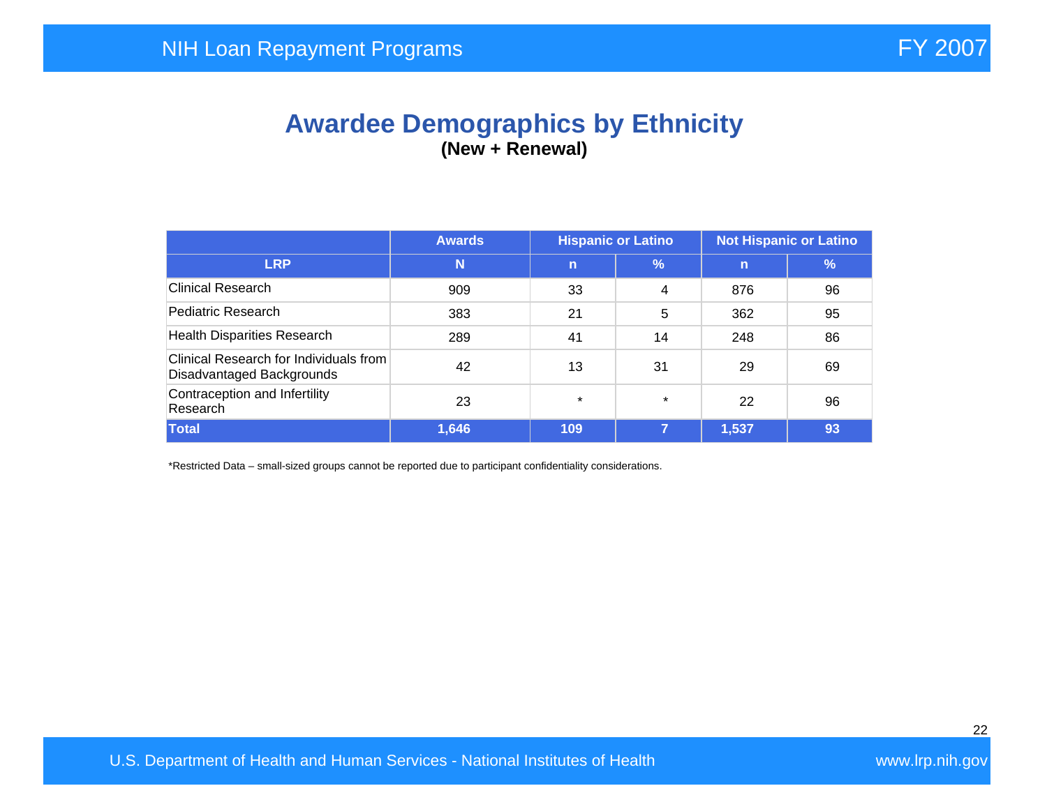# Awardee Demographics by Ethnicity

**(New + Renewal)**

| | Awards | Hispanic or Latino | | Not Hispanic or Latino | |
|---|---|---|---|---|---|
| **LRP** | **N** | **n** | **%** | **n** | **%** |
| Clinical Research | 909 | 33 | 4 | 876 | 96 |
| Pediatric Research | 383 | 21 | 5 | 362 | 95 |
| Health Disparities Research | 289 | 41 | 14 | 248 | 86 |
| Clinical Research for Individuals from Disadvantaged Backgrounds | 42 | 13 | 31 | 29 | 69 |
| Contraception and Infertility Research | 23 | * | * | 22 | 96 |
| **Total** | **1,646** | **109** | **7** | **1,537** | **93** |

*Restricted Data – small-sized groups cannot be reported due to participant confidentiality considerations.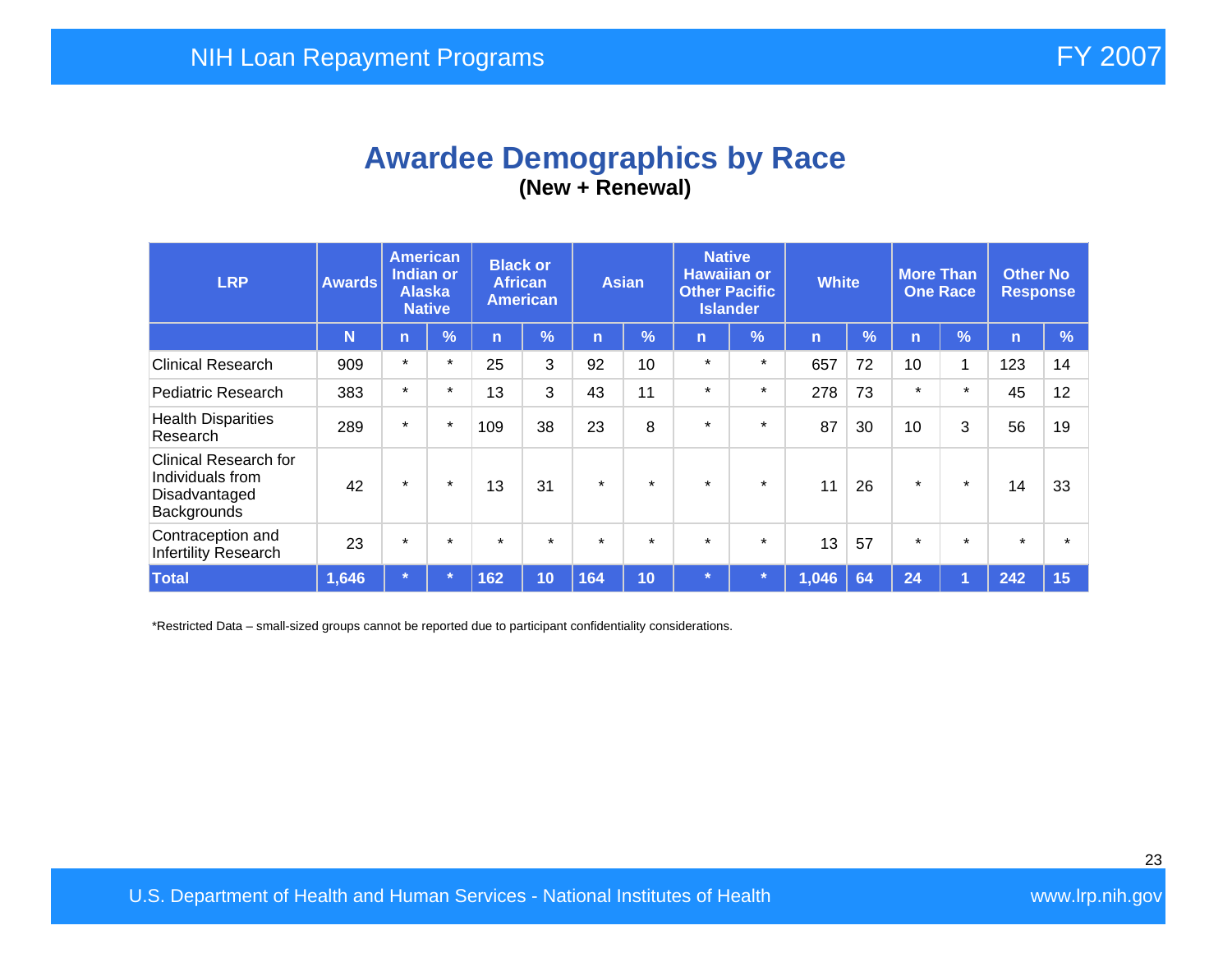# Awardee Demographics by Race

**(New + Renewal)**

| LRP | Awards | American Indian or Alaska Native | | Black or African American | | Asian | | Native Hawaiian or Other Pacific Islander | | White | | More Than One Race | | Other No Response | |
|---|---|---|---|---|---|---|---|---|---|---|---|---|---|---|---|
| | N | n | % | n | % | n | % | n | % | n | % | n | % | n | % |
| Clinical Research | 909 | * | * | 25 | 3 | 92 | 10 | * | * | 657 | 72 | 10 | 1 | 123 | 14 |
| Pediatric Research | 383 | * | * | 13 | 3 | 43 | 11 | * | * | 278 | 73 | * | * | 45 | 12 |
| Health Disparities Research | 289 | * | * | 109 | 38 | 23 | 8 | * | * | 87 | 30 | 10 | 3 | 56 | 19 |
| Clinical Research for Individuals from Disadvantaged Backgrounds | 42 | * | * | 13 | 31 | * | * | * | * | 11 | 26 | * | * | 14 | 33 |
| Contraception and Infertility Research | 23 | * | * | * | * | * | * | * | * | 13 | 57 | * | * | * | * |
| **Total** | **1,646** | ***** | ***** | **162** | **10** | **164** | **10** | ***** | ***** | **1,046** | **64** | **24** | **1** | **242** | **15** |

*Restricted Data – small-sized groups cannot be reported due to participant confidentiality considerations.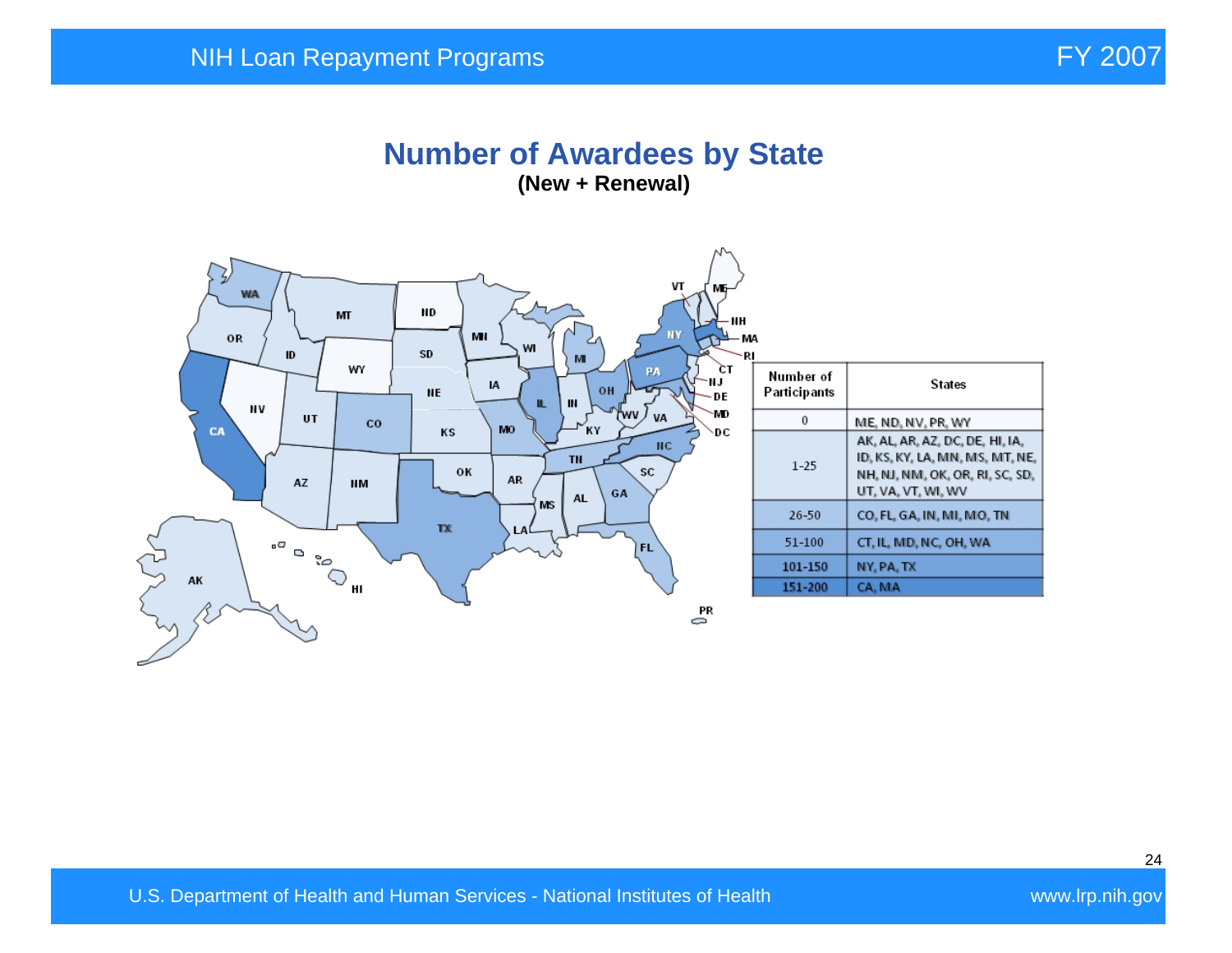## Number of Awardees by State

**(New + Renewal)**

| Number of Participants | States |
|---|---|
| 0 | ME, ND, NV, PR, WY |
| 1-25 | AK, AL, AR, AZ, DC, DE, HI, IA, ID, KS, KY, LA, MN, MS, MT, NE, NH, NJ, NM, OK, OR, RI, SC, SD, UT, VA, VT, WI, WV |
| 26-50 | CO, FL, GA, IN, MI, MO, TN |
| 51-100 | CT, IL, MD, NC, OH, WA |
| 101-150 | NY, PA, TX |
| 151-200 | CA, MA |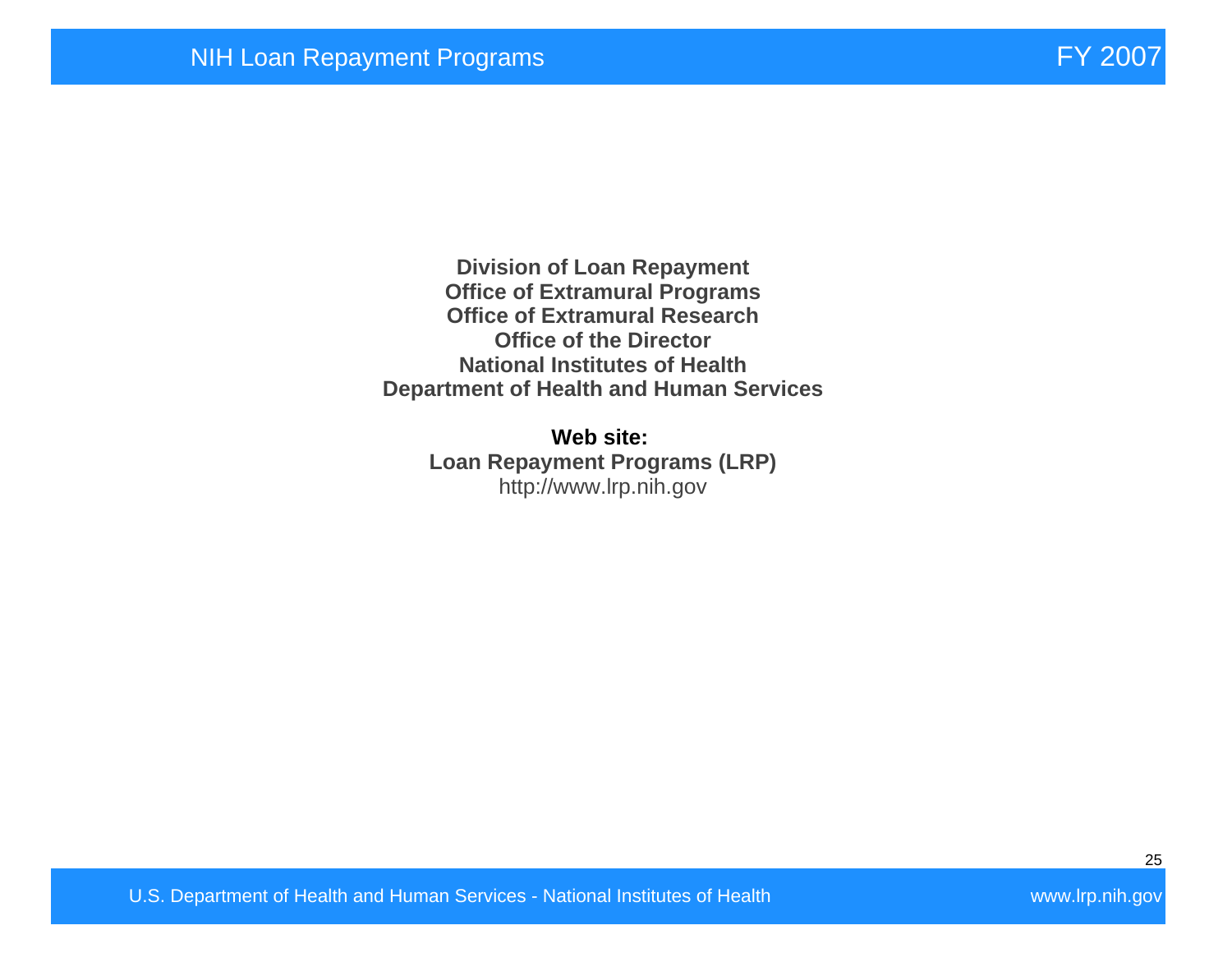**Division of Loan Repayment**
**Office of Extramural Programs**
**Office of Extramural Research**
**Office of the Director**
**National Institutes of Health**
**Department of Health and Human Services**

**Web site:**
**Loan Repayment Programs (LRP)**
http://www.lrp.nih.gov